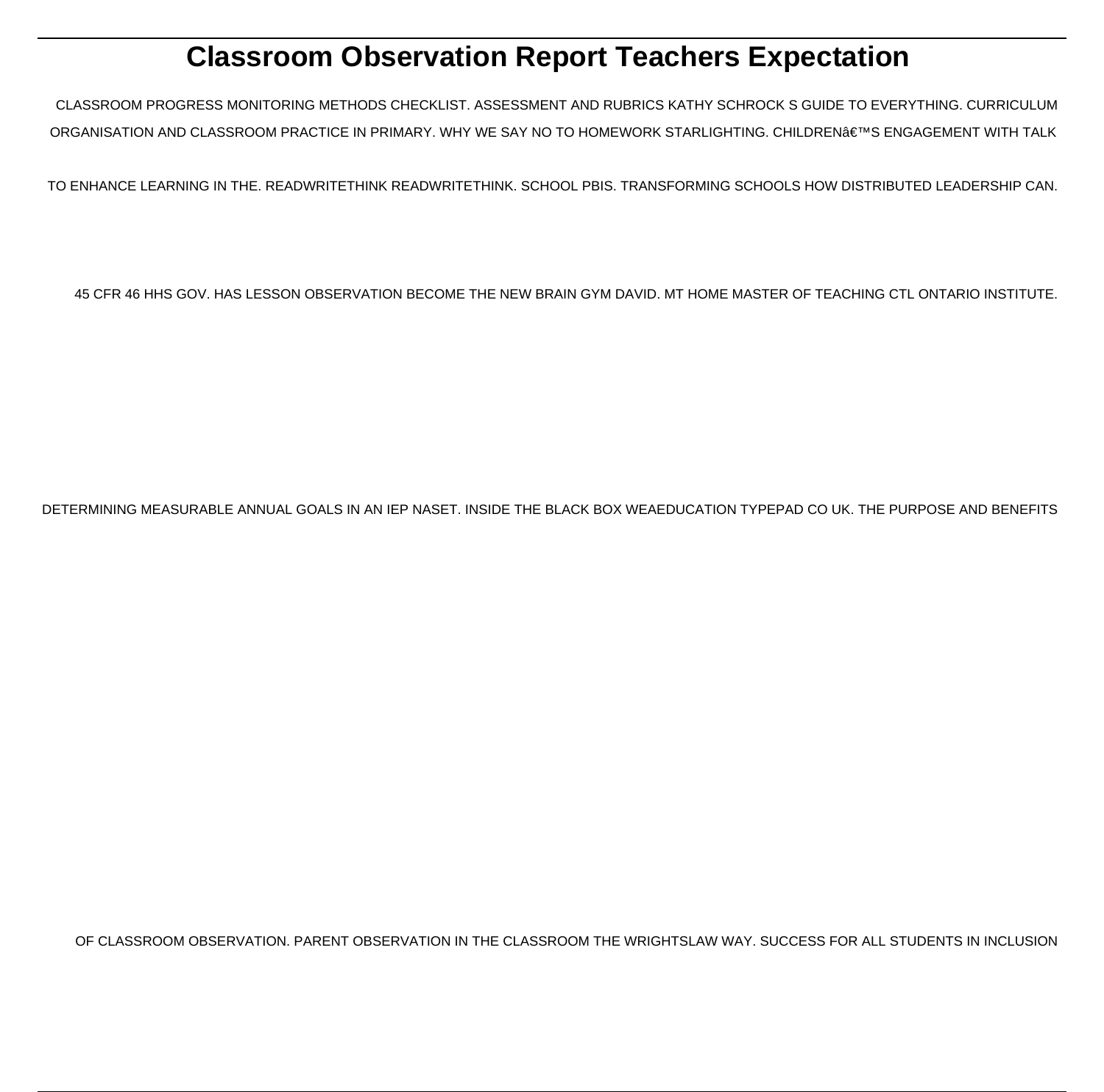# Classroom Observation Report Teachers Expectation

CLASSROOM PROGRESS MONITORING METHODS CHECKLIST. ASSESSMENT AND RUBRICS KATHY SCHROCK S GUIDE TO EVERYTHING. CURRICULUM ORGANISATION AND CLASSROOM PRACTICE IN PRIMARY. WHY WE SAY NO TO HOMEWORK STARLIGHTING. CHILDRENâ€™S ENGAGEMENT WITH TALK TO ENHANCE LEARNING IN THE. READWRITETHINK READWRITETHINK. SCHOOL PBIS. TRANSFORMING SCHOOLS HOW DISTRIBUTED LEADERSHIP CAN. 45 CFR 46 HHS GOV. HAS LESSON OBSERVATION BECOME THE NEW BRAIN GYM DAVID. MT HOME MASTER OF TEACHING CTL ONTARIO INSTITUTE. DETERMINING MEASURABLE ANNUAL GOALS IN AN IEP NASET. INSIDE THE BLACK BOX WEAEDUCATION TYPEPAD CO UK. THE PURPOSE AND BENEFITS OF CLASSROOM OBSERVATION. PARENT OBSERVATION IN THE CLASSROOM THE WRIGHTSLAW WAY. SUCCESS FOR ALL STUDENTS IN INCLUSION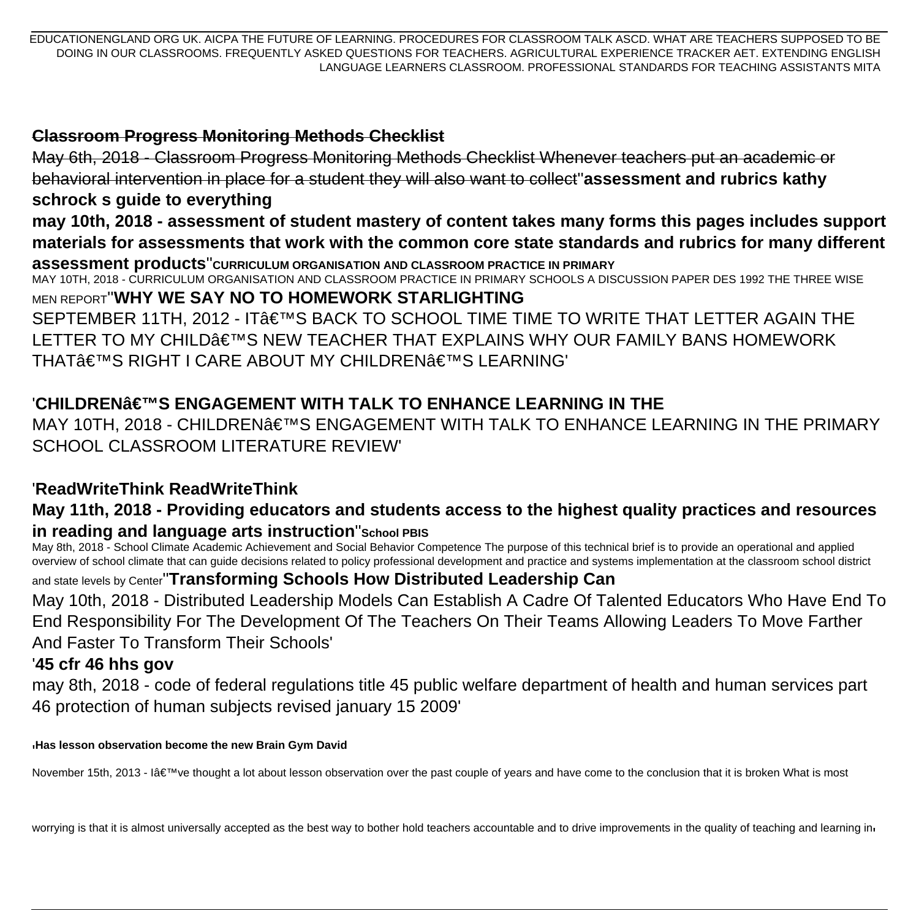EDUCATIONENGLAND ORG UK. AICPA THE FUTURE OF LEARNING. PROCEDURES FOR CLASSROOM TALK ASCD. WHAT ARE TEACHERS SUPPOSED TO BE DOING IN OUR CLASSROOMS. FREQUENTLY ASKED QUESTIONS FOR TEACHERS. AGRICULTURAL EXPERIENCE TRACKER AET. EXTENDING ENGLISH LANGUAGE LEARNERS CLASSROOM. PROFESSIONAL STANDARDS FOR TEACHING ASSISTANTS MITA

**~~Classroom Progress Monitoring Methods Checklist~~**

~~May 6th, 2018 - Classroom Progress Monitoring Methods Checklist Whenever teachers put an academic or behavioral intervention in place for a student they will also want to collect~~''**assessment and rubrics kathy schrock s guide to everything**

**may 10th, 2018 - assessment of student mastery of content takes many forms this pages includes support materials for assessments that work with the common core state standards and rubrics for many different assessment products**''**CURRICULUM ORGANISATION AND CLASSROOM PRACTICE IN PRIMARY**

MAY 10TH, 2018 - CURRICULUM ORGANISATION AND CLASSROOM PRACTICE IN PRIMARY SCHOOLS A DISCUSSION PAPER DES 1992 THE THREE WISE MEN REPORT''**WHY WE SAY NO TO HOMEWORK STARLIGHTING**

SEPTEMBER 11TH, 2012 - ITâ€™S BACK TO SCHOOL TIME TIME TO WRITE THAT LETTER AGAIN THE LETTER TO MY CHILDâ€™S NEW TEACHER THAT EXPLAINS WHY OUR FAMILY BANS HOMEWORK THATâ€™S RIGHT I CARE ABOUT MY CHILDRENâ€™S LEARNING'

'**CHILDRENâ€™S ENGAGEMENT WITH TALK TO ENHANCE LEARNING IN THE**

MAY 10TH, 2018 - CHILDRENâ€™S ENGAGEMENT WITH TALK TO ENHANCE LEARNING IN THE PRIMARY SCHOOL CLASSROOM LITERATURE REVIEW'

'**ReadWriteThink ReadWriteThink**

**May 11th, 2018 - Providing educators and students access to the highest quality practices and resources in reading and language arts instruction**''**School PBIS**

May 8th, 2018 - School Climate Academic Achievement and Social Behavior Competence The purpose of this technical brief is to provide an operational and applied overview of school climate that can guide decisions related to policy professional development and practice and systems implementation at the classroom school district and state levels by Center''**Transforming Schools How Distributed Leadership Can**

May 10th, 2018 - Distributed Leadership Models Can Establish A Cadre Of Talented Educators Who Have End To End Responsibility For The Development Of The Teachers On Their Teams Allowing Leaders To Move Farther And Faster To Transform Their Schools'

'**45 cfr 46 hhs gov**

may 8th, 2018 - code of federal regulations title 45 public welfare department of health and human services part 46 protection of human subjects revised january 15 2009'

'**Has lesson observation become the new Brain Gym David**

November 15th, 2013 - Iâ€™ve thought a lot about lesson observation over the past couple of years and have come to the conclusion that it is broken What is most worrying is that it is almost universally accepted as the best way to bother hold teachers accountable and to drive improvements in the quality of teaching and learning in'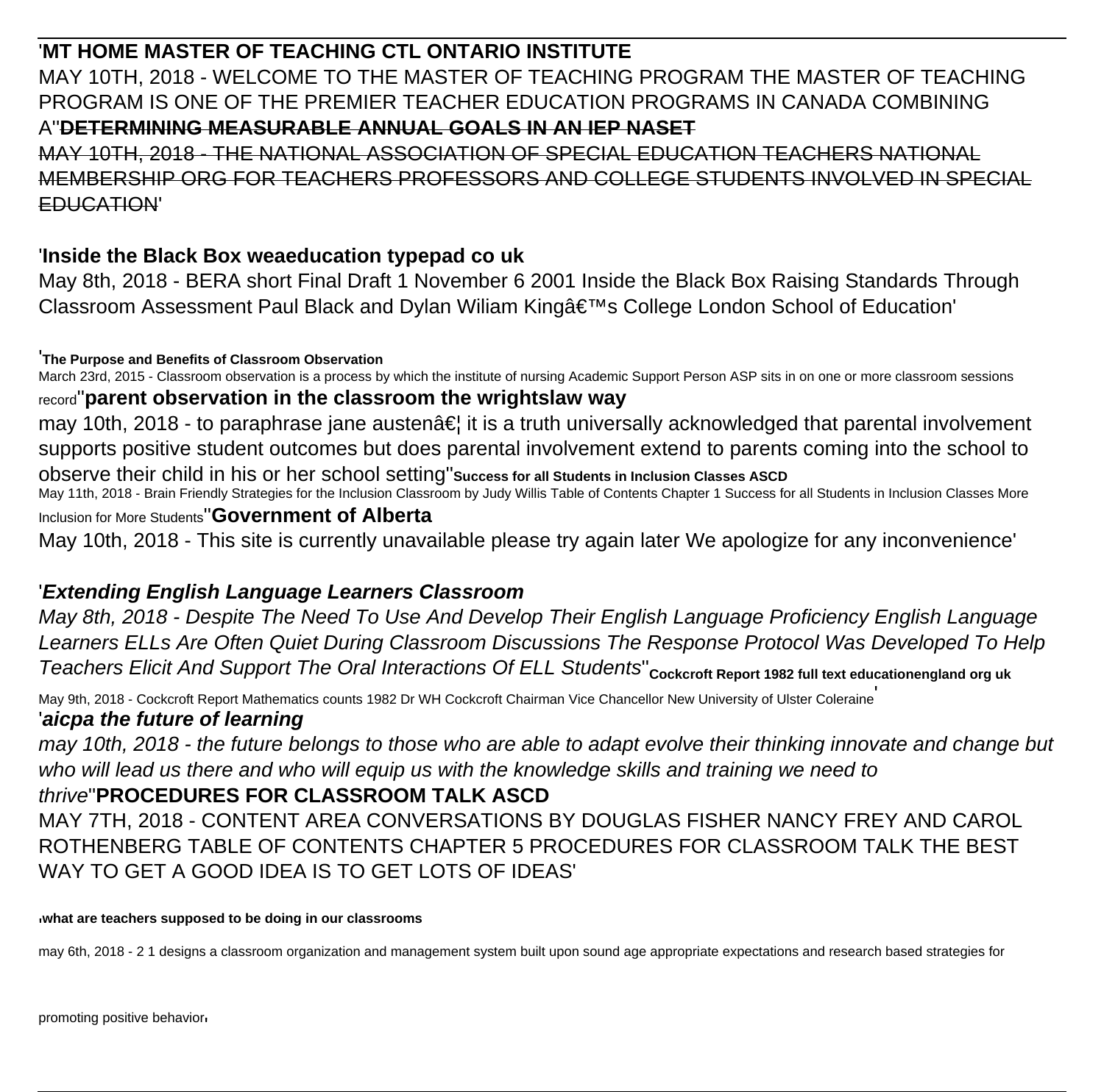'**MT HOME MASTER OF TEACHING CTL ONTARIO INSTITUTE**

MAY 10TH, 2018 - WELCOME TO THE MASTER OF TEACHING PROGRAM THE MASTER OF TEACHING PROGRAM IS ONE OF THE PREMIER TEACHER EDUCATION PROGRAMS IN CANADA COMBINING A''**DETERMINING MEASURABLE ANNUAL GOALS IN AN IEP NASET**

MAY 10TH, 2018 - THE NATIONAL ASSOCIATION OF SPECIAL EDUCATION TEACHERS NATIONAL MEMBERSHIP ORG FOR TEACHERS PROFESSORS AND COLLEGE STUDENTS INVOLVED IN SPECIAL EDUCATION'

'**Inside the Black Box weaeducation typepad co uk**

May 8th, 2018 - BERA short Final Draft 1 November 6 2001 Inside the Black Box Raising Standards Through Classroom Assessment Paul Black and Dylan Wiliam Kingâ€™s College London School of Education'

'**The Purpose and Benefits of Classroom Observation**

March 23rd, 2015 - Classroom observation is a process by which the institute of nursing Academic Support Person ASP sits in on one or more classroom sessions record''**parent observation in the classroom the wrightslaw way**

may 10th, 2018 - to paraphrase jane austenâ€¦ it is a truth universally acknowledged that parental involvement supports positive student outcomes but does parental involvement extend to parents coming into the school to observe their child in his or her school setting''**Success for all Students in Inclusion Classes ASCD**

May 11th, 2018 - Brain Friendly Strategies for the Inclusion Classroom by Judy Willis Table of Contents Chapter 1 Success for all Students in Inclusion Classes More Inclusion for More Students''**Government of Alberta**

May 10th, 2018 - This site is currently unavailable please try again later We apologize for any inconvenience'

'***Extending English Language Learners Classroom***

*May 8th, 2018 - Despite The Need To Use And Develop Their English Language Proficiency English Language Learners ELLs Are Often Quiet During Classroom Discussions The Response Protocol Was Developed To Help Teachers Elicit And Support The Oral Interactions Of ELL Students*''**Cockcroft Report 1982 full text educationengland org uk**

May 9th, 2018 - Cockcroft Report Mathematics counts 1982 Dr WH Cockcroft Chairman Vice Chancellor New University of Ulster Coleraine'

'***aicpa the future of learning***

*may 10th, 2018 - the future belongs to those who are able to adapt evolve their thinking innovate and change but who will lead us there and who will equip us with the knowledge skills and training we need to thrive*''**PROCEDURES FOR CLASSROOM TALK ASCD**

MAY 7TH, 2018 - CONTENT AREA CONVERSATIONS BY DOUGLAS FISHER NANCY FREY AND CAROL ROTHENBERG TABLE OF CONTENTS CHAPTER 5 PROCEDURES FOR CLASSROOM TALK THE BEST WAY TO GET A GOOD IDEA IS TO GET LOTS OF IDEAS'

'**what are teachers supposed to be doing in our classrooms**

may 6th, 2018 - 2 1 designs a classroom organization and management system built upon sound age appropriate expectations and research based strategies for promoting positive behavior'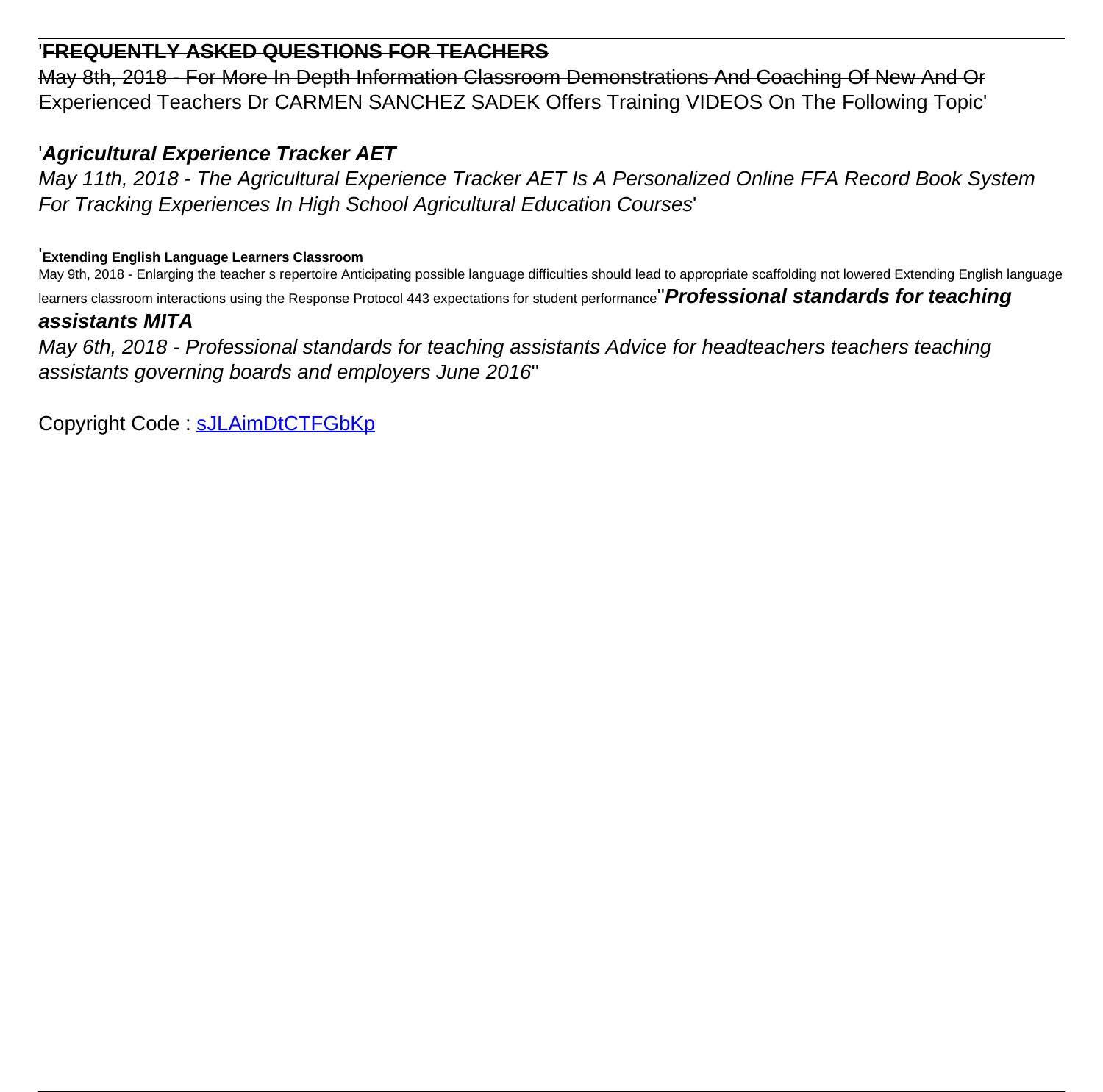'**FREQUENTLY ASKED QUESTIONS FOR TEACHERS**

May 8th, 2018 - For More In Depth Information Classroom Demonstrations And Coaching Of New And Or Experienced Teachers Dr CARMEN SANCHEZ SADEK Offers Training VIDEOS On The Following Topic'

'***Agricultural Experience Tracker AET***

*May 11th, 2018 - The Agricultural Experience Tracker AET Is A Personalized Online FFA Record Book System For Tracking Experiences In High School Agricultural Education Courses*'

'**Extending English Language Learners Classroom**

May 9th, 2018 - Enlarging the teacher s repertoire Anticipating possible language difficulties should lead to appropriate scaffolding not lowered Extending English language learners classroom interactions using the Response Protocol 443 expectations for student performance''***Professional standards for teaching assistants MITA***

*May 6th, 2018 - Professional standards for teaching assistants Advice for headteachers teachers teaching assistants governing boards and employers June 2016*''

Copyright Code : sJLAimDtCTFGbKp